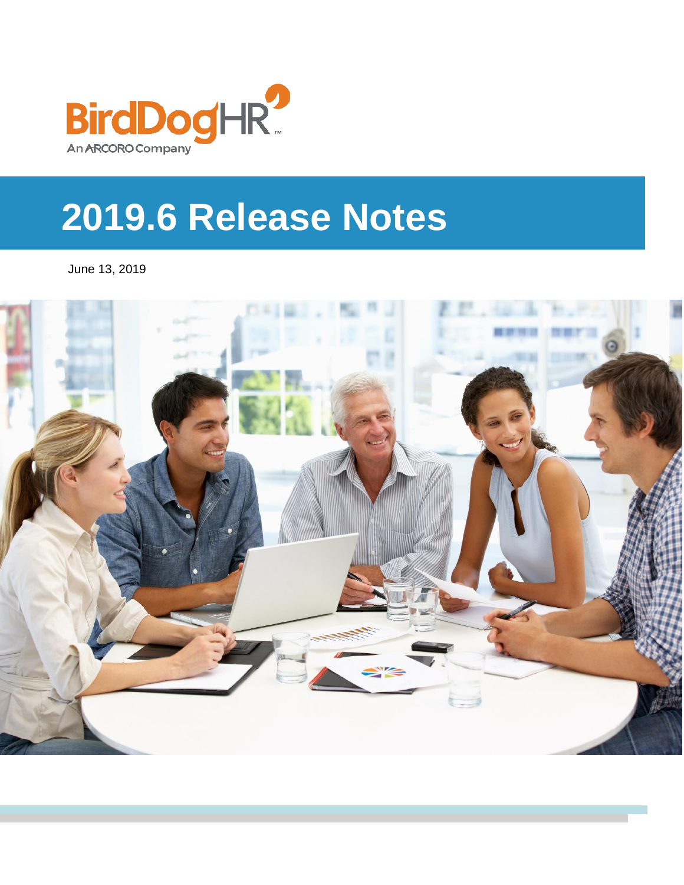BirdDogHR™
An ARCORO Company

# 2019.6 Release Notes

June 13, 2019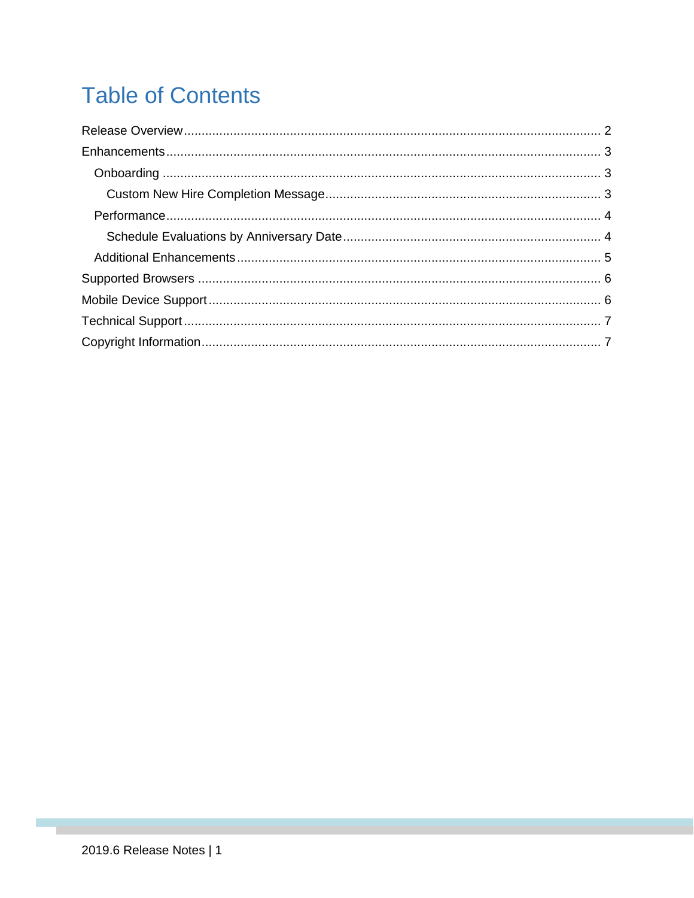# Table of Contents

Release Overview ..... 2
Enhancements ..... 3
  Onboarding ..... 3
    Custom New Hire Completion Message ..... 3
  Performance ..... 4
    Schedule Evaluations by Anniversary Date ..... 4
  Additional Enhancements ..... 5
Supported Browsers ..... 6
Mobile Device Support ..... 6
Technical Support ..... 7
Copyright Information ..... 7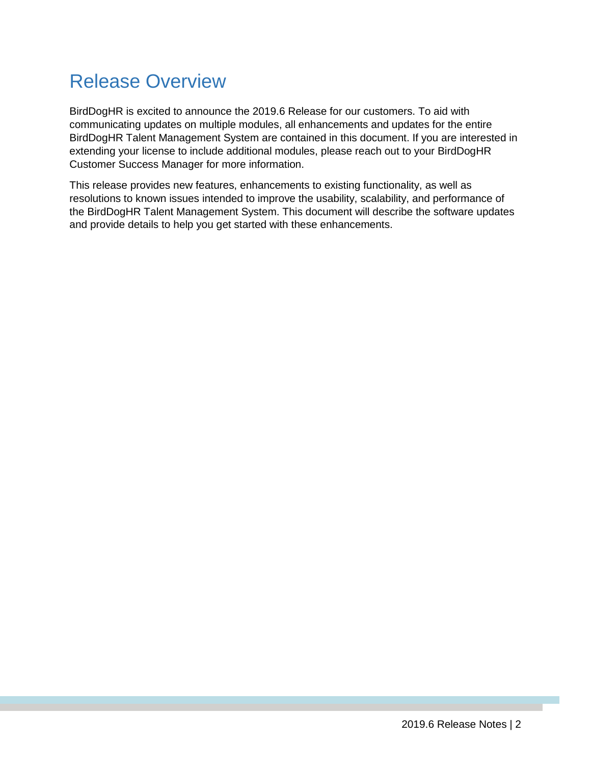# Release Overview

BirdDogHR is excited to announce the 2019.6 Release for our customers. To aid with communicating updates on multiple modules, all enhancements and updates for the entire BirdDogHR Talent Management System are contained in this document. If you are interested in extending your license to include additional modules, please reach out to your BirdDogHR Customer Success Manager for more information.

This release provides new features, enhancements to existing functionality, as well as resolutions to known issues intended to improve the usability, scalability, and performance of the BirdDogHR Talent Management System. This document will describe the software updates and provide details to help you get started with these enhancements.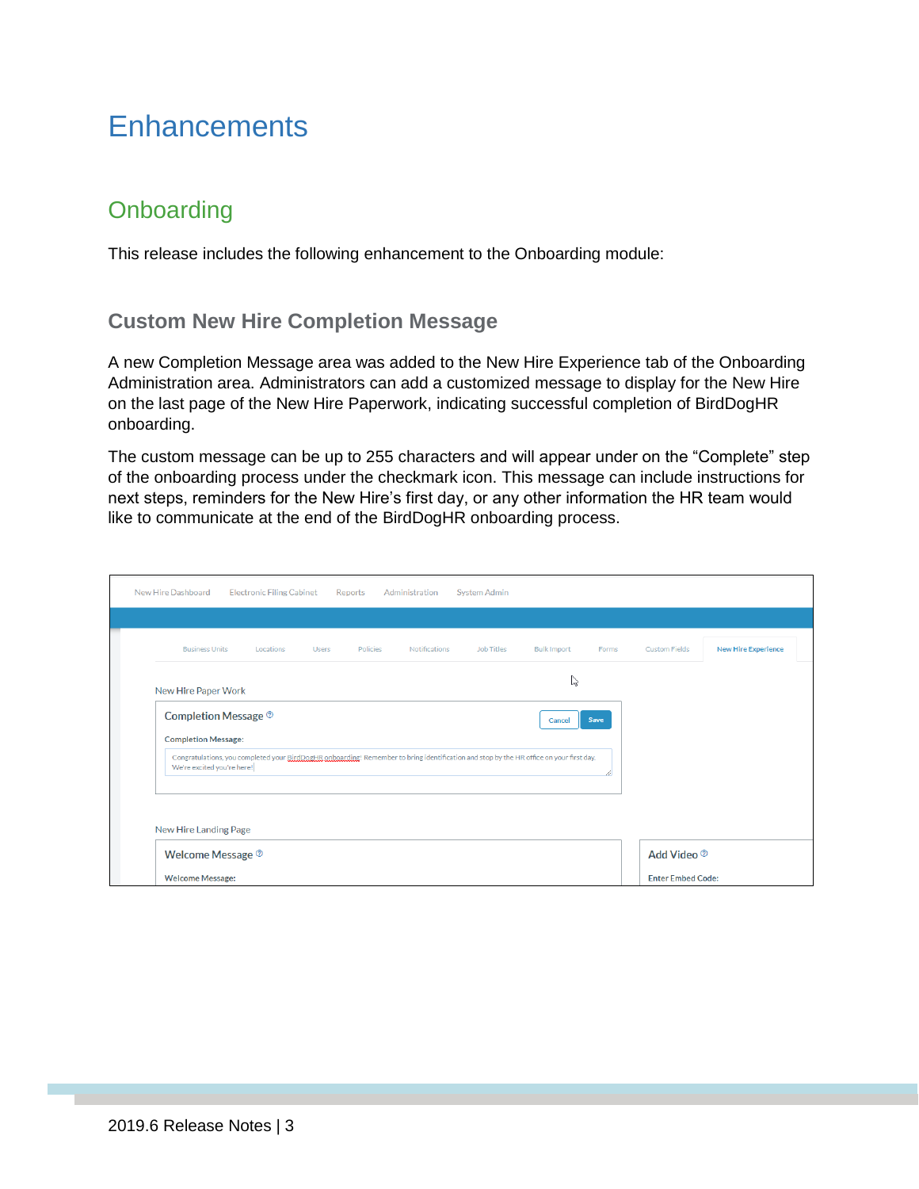# Enhancements

## Onboarding

This release includes the following enhancement to the Onboarding module:

### Custom New Hire Completion Message

A new Completion Message area was added to the New Hire Experience tab of the Onboarding Administration area. Administrators can add a customized message to display for the New Hire on the last page of the New Hire Paperwork, indicating successful completion of BirdDogHR onboarding.

The custom message can be up to 255 characters and will appear under on the "Complete" step of the onboarding process under the checkmark icon. This message can include instructions for next steps, reminders for the New Hire's first day, or any other information the HR team would like to communicate at the end of the BirdDogHR onboarding process.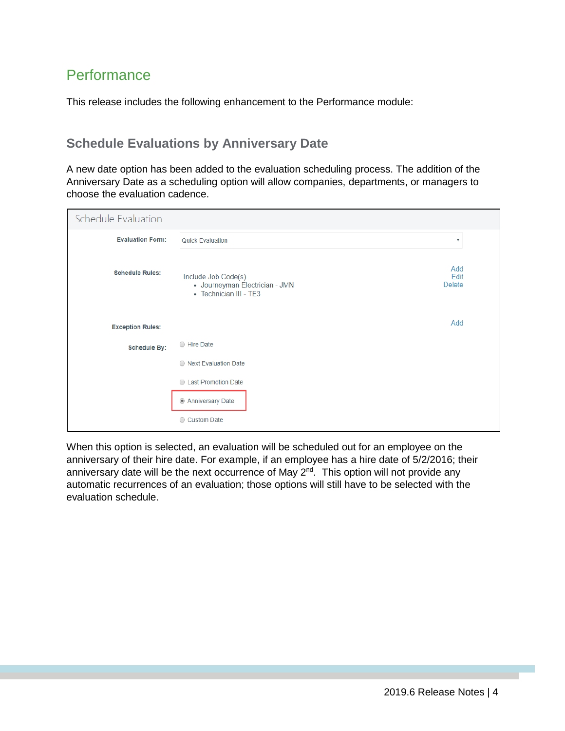# Performance

This release includes the following enhancement to the Performance module:

## Schedule Evaluations by Anniversary Date

A new date option has been added to the evaluation scheduling process. The addition of the Anniversary Date as a scheduling option will allow companies, departments, or managers to choose the evaluation cadence.

When this option is selected, an evaluation will be scheduled out for an employee on the anniversary of their hire date. For example, if an employee has a hire date of 5/2/2016; their anniversary date will be the next occurrence of May 2nd. This option will not provide any automatic recurrences of an evaluation; those options will still have to be selected with the evaluation schedule.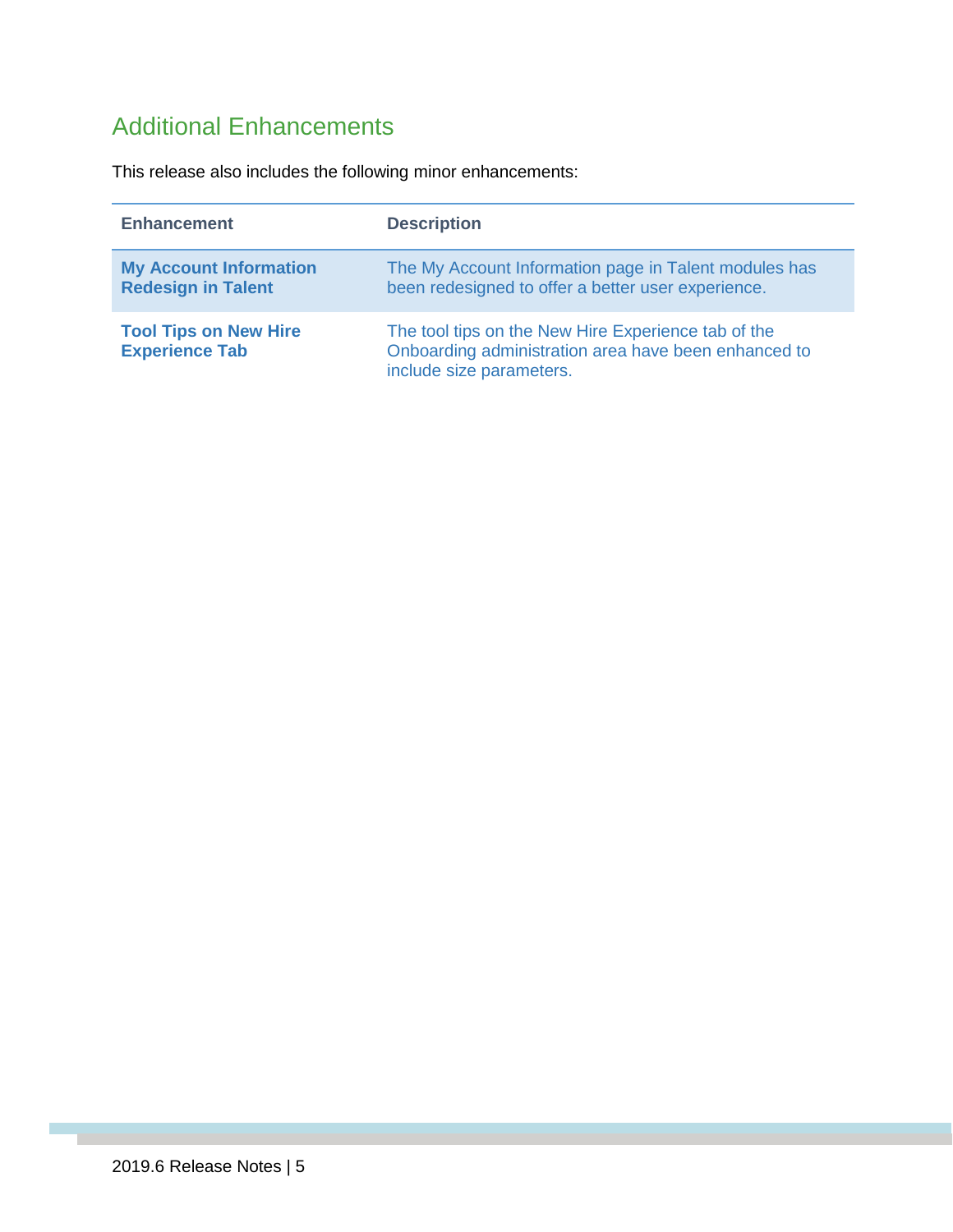## Additional Enhancements

This release also includes the following minor enhancements:

| Enhancement | Description |
| --- | --- |
| **My Account Information Redesign in Talent** | The My Account Information page in Talent modules has been redesigned to offer a better user experience. |
| **Tool Tips on New Hire Experience Tab** | The tool tips on the New Hire Experience tab of the Onboarding administration area have been enhanced to include size parameters. |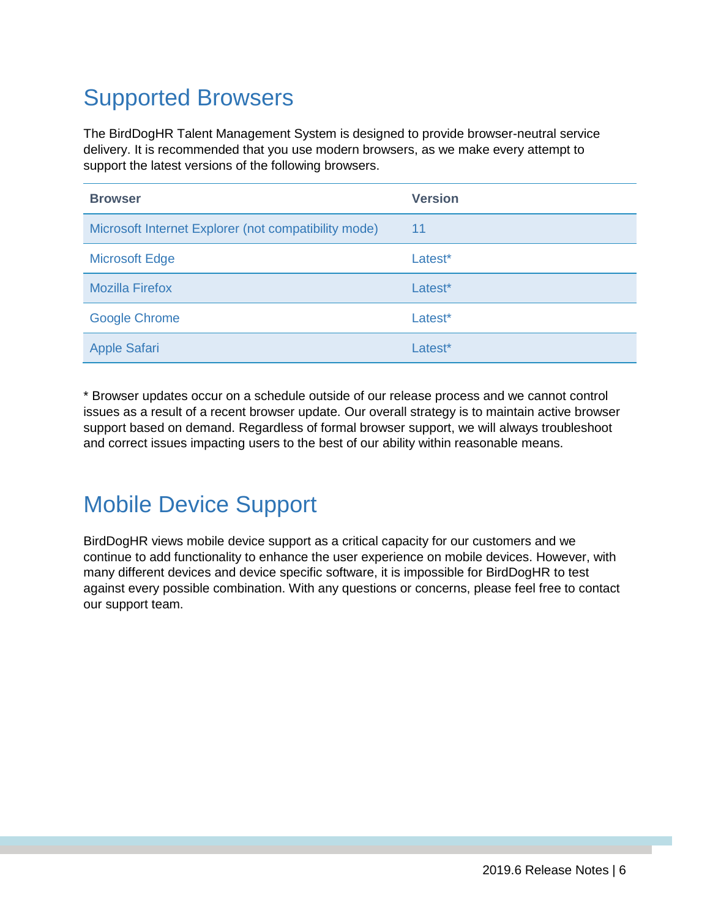## Supported Browsers

The BirdDogHR Talent Management System is designed to provide browser-neutral service delivery. It is recommended that you use modern browsers, as we make every attempt to support the latest versions of the following browsers.

| Browser | Version |
| --- | --- |
| Microsoft Internet Explorer (not compatibility mode) | 11 |
| Microsoft Edge | Latest* |
| Mozilla Firefox | Latest* |
| Google Chrome | Latest* |
| Apple Safari | Latest* |

* Browser updates occur on a schedule outside of our release process and we cannot control issues as a result of a recent browser update. Our overall strategy is to maintain active browser support based on demand. Regardless of formal browser support, we will always troubleshoot and correct issues impacting users to the best of our ability within reasonable means.

## Mobile Device Support

BirdDogHR views mobile device support as a critical capacity for our customers and we continue to add functionality to enhance the user experience on mobile devices. However, with many different devices and device specific software, it is impossible for BirdDogHR to test against every possible combination. With any questions or concerns, please feel free to contact our support team.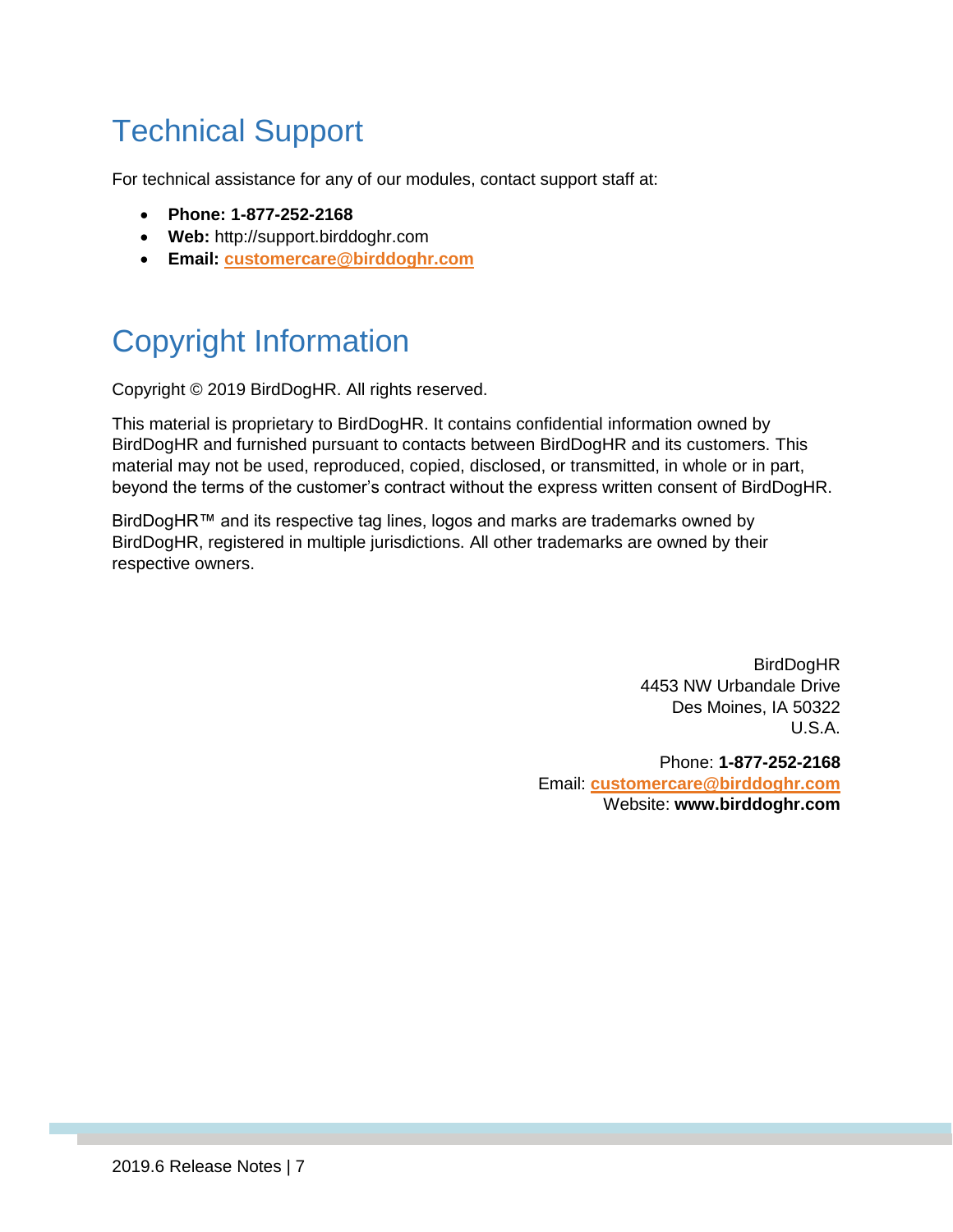# Technical Support

For technical assistance for any of our modules, contact support staff at:

- **Phone: 1-877-252-2168**
- **Web:** http://support.birddoghr.com
- **Email: customercare@birddoghr.com**

# Copyright Information

Copyright © 2019 BirdDogHR. All rights reserved.

This material is proprietary to BirdDogHR. It contains confidential information owned by BirdDogHR and furnished pursuant to contacts between BirdDogHR and its customers. This material may not be used, reproduced, copied, disclosed, or transmitted, in whole or in part, beyond the terms of the customer's contract without the express written consent of BirdDogHR.

BirdDogHR™ and its respective tag lines, logos and marks are trademarks owned by BirdDogHR, registered in multiple jurisdictions. All other trademarks are owned by their respective owners.

BirdDogHR
4453 NW Urbandale Drive
Des Moines, IA 50322
U.S.A.

Phone: **1-877-252-2168**
Email: **customercare@birddoghr.com**
Website: **www.birddoghr.com**